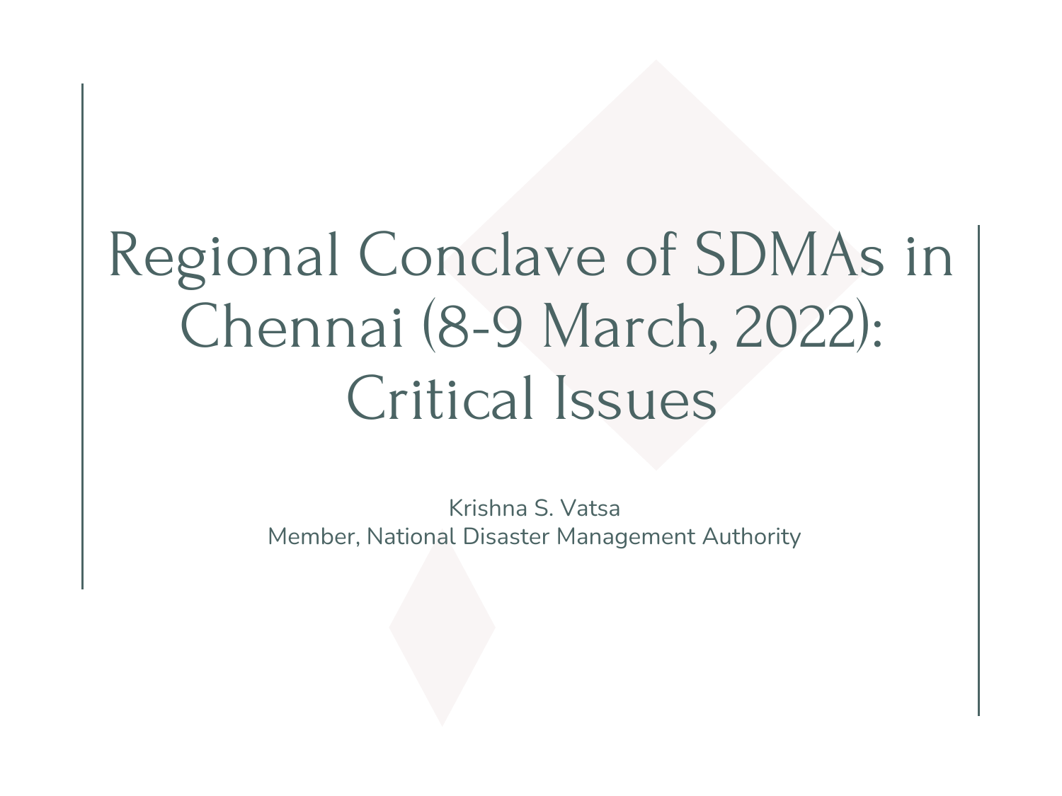# Regional Conclave of SDMAs in Chennai (8-9 March, 2022): Critical Issues

Krishna S. Vatsa
Member, National Disaster Management Authority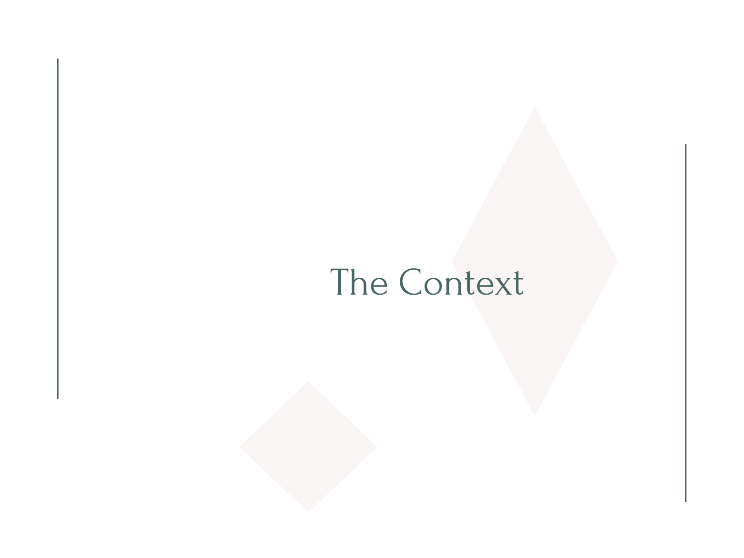# The Context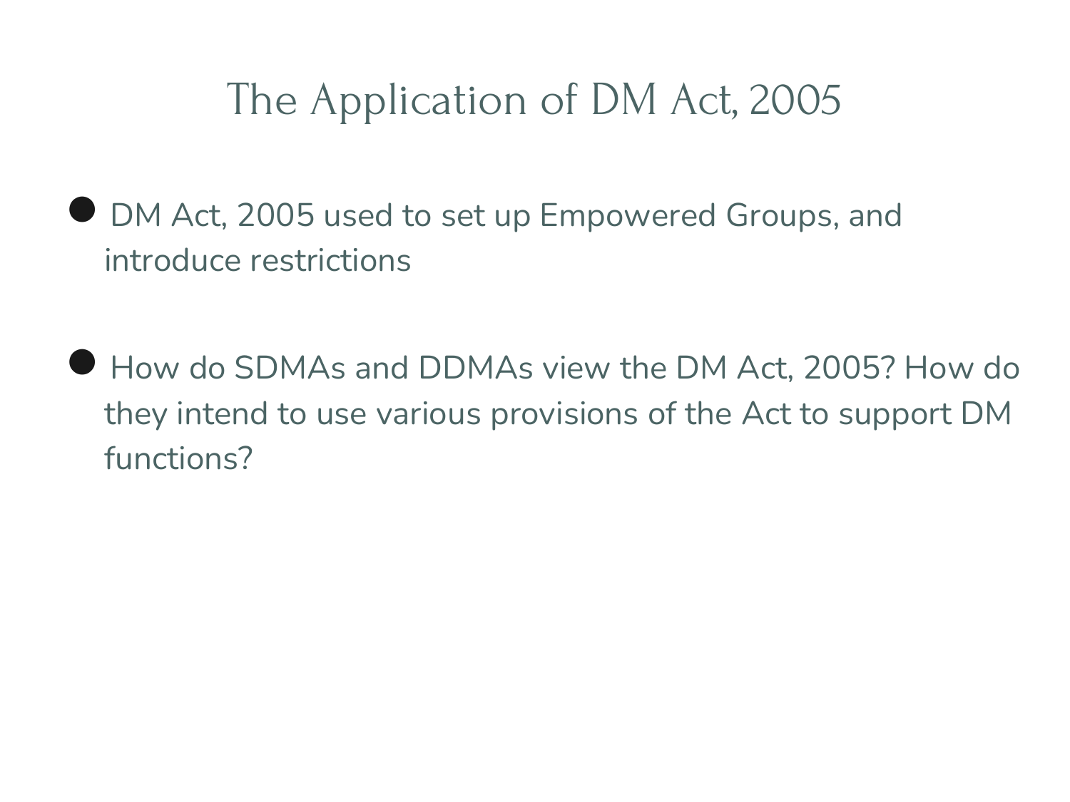# The Application of DM Act, 2005

- DM Act, 2005 used to set up Empowered Groups, and introduce restrictions

- How do SDMAs and DDMAs view the DM Act, 2005? How do they intend to use various provisions of the Act to support DM functions?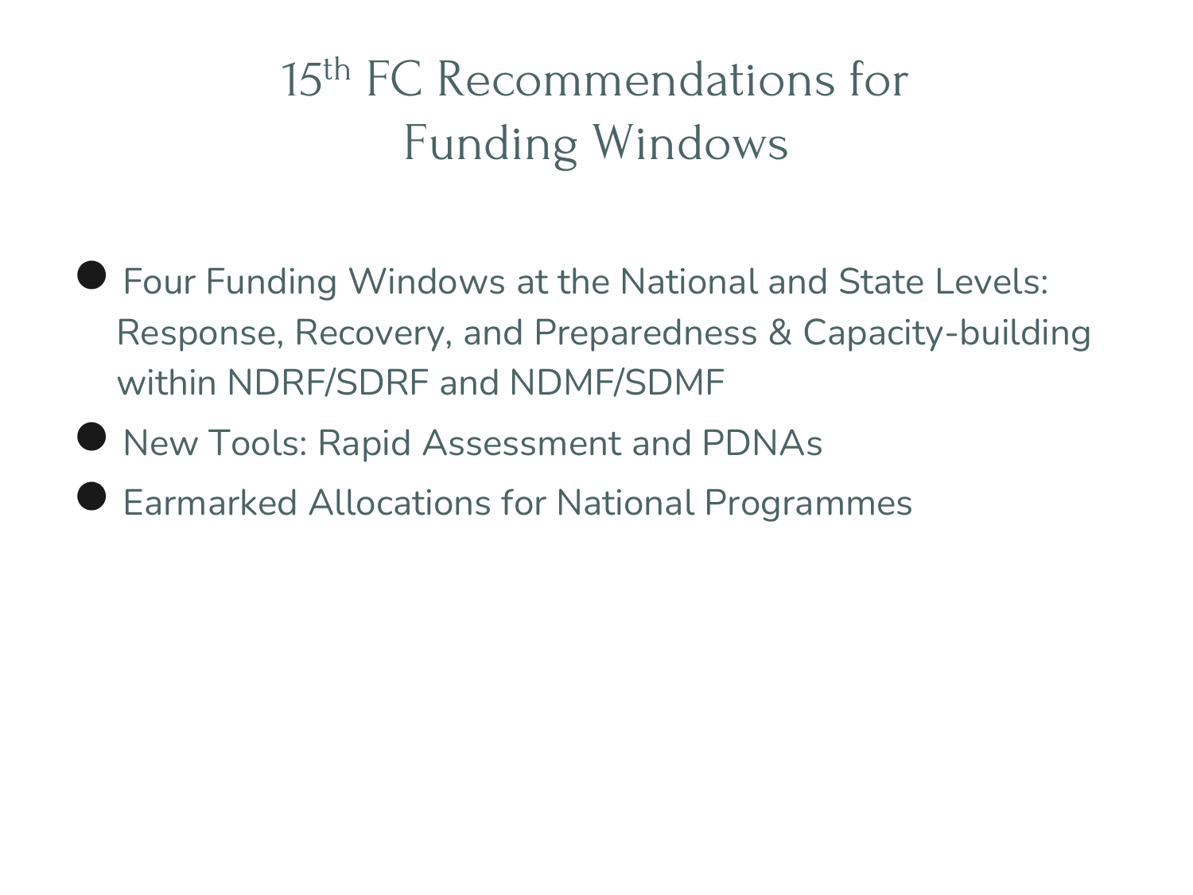# 15th FC Recommendations for Funding Windows

- Four Funding Windows at the National and State Levels: Response, Recovery, and Preparedness & Capacity-building within NDRF/SDRF and NDMF/SDMF
- New Tools: Rapid Assessment and PDNAs
- Earmarked Allocations for National Programmes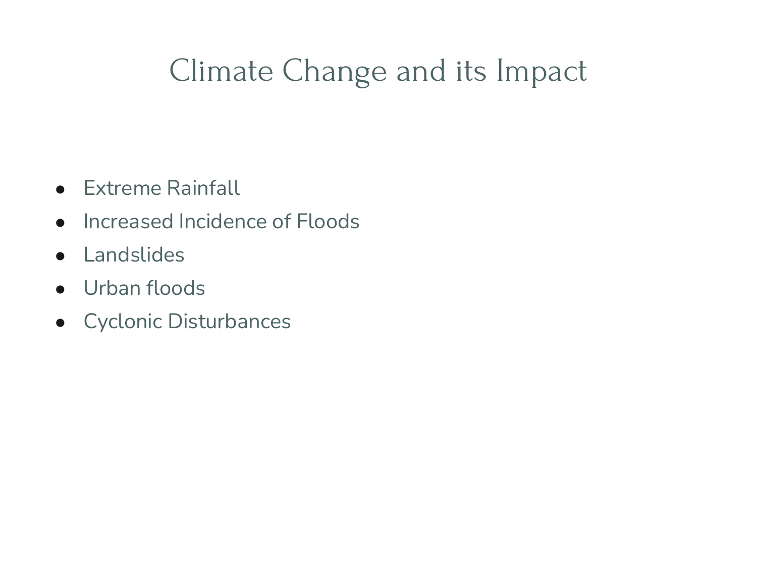# Climate Change and its Impact

- Extreme Rainfall
- Increased Incidence of Floods
- Landslides
- Urban floods
- Cyclonic Disturbances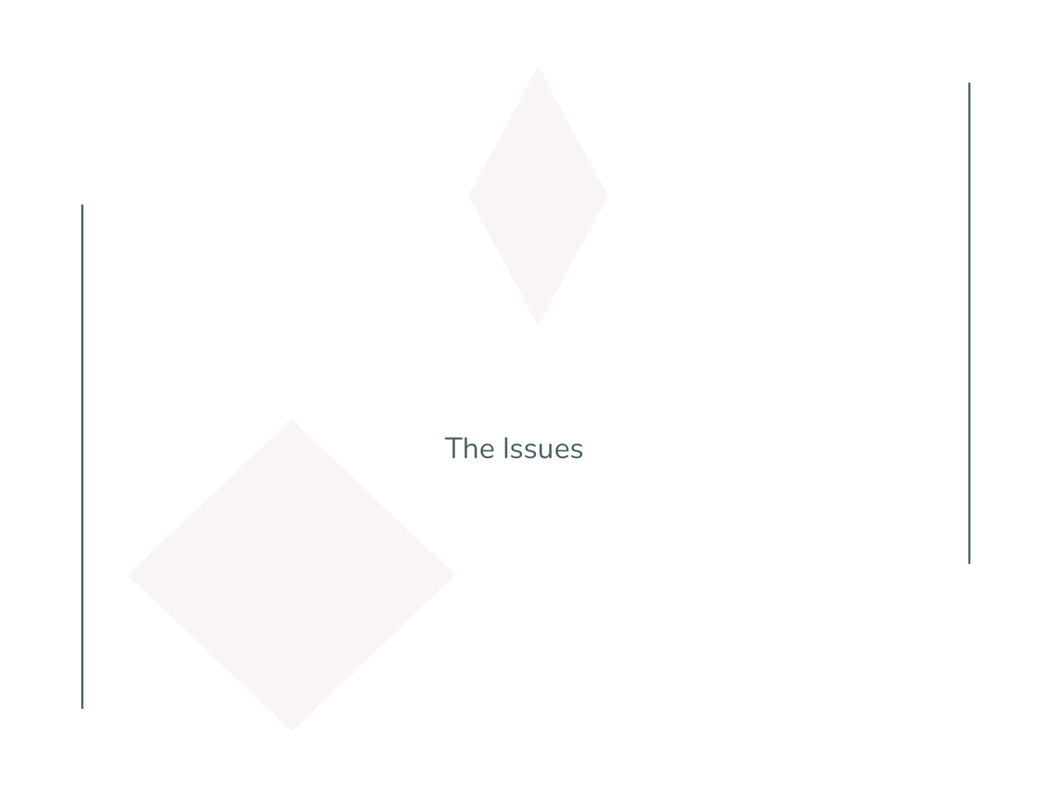# The Issues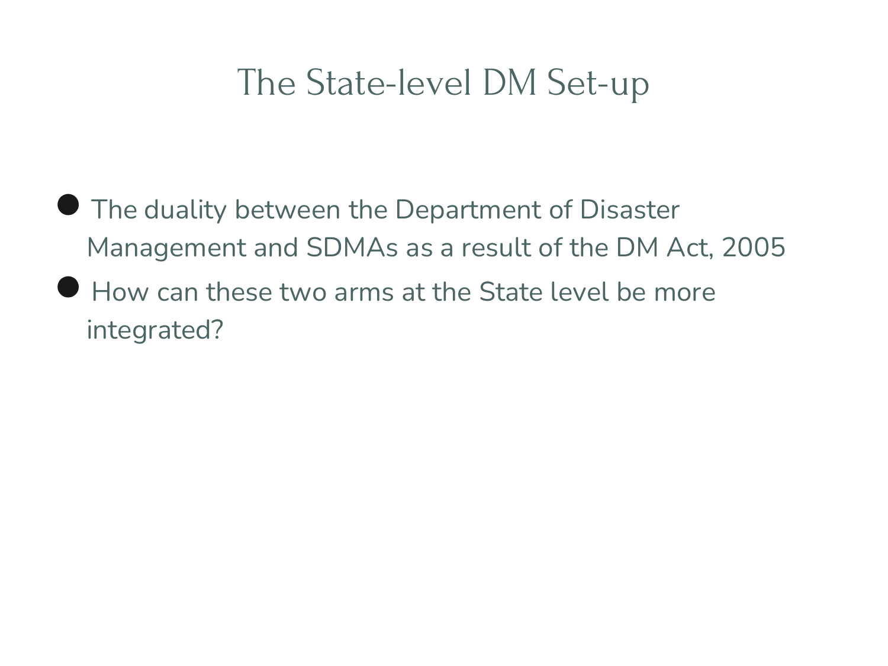# The State-level DM Set-up

- The duality between the Department of Disaster Management and SDMAs as a result of the DM Act, 2005
- How can these two arms at the State level be more integrated?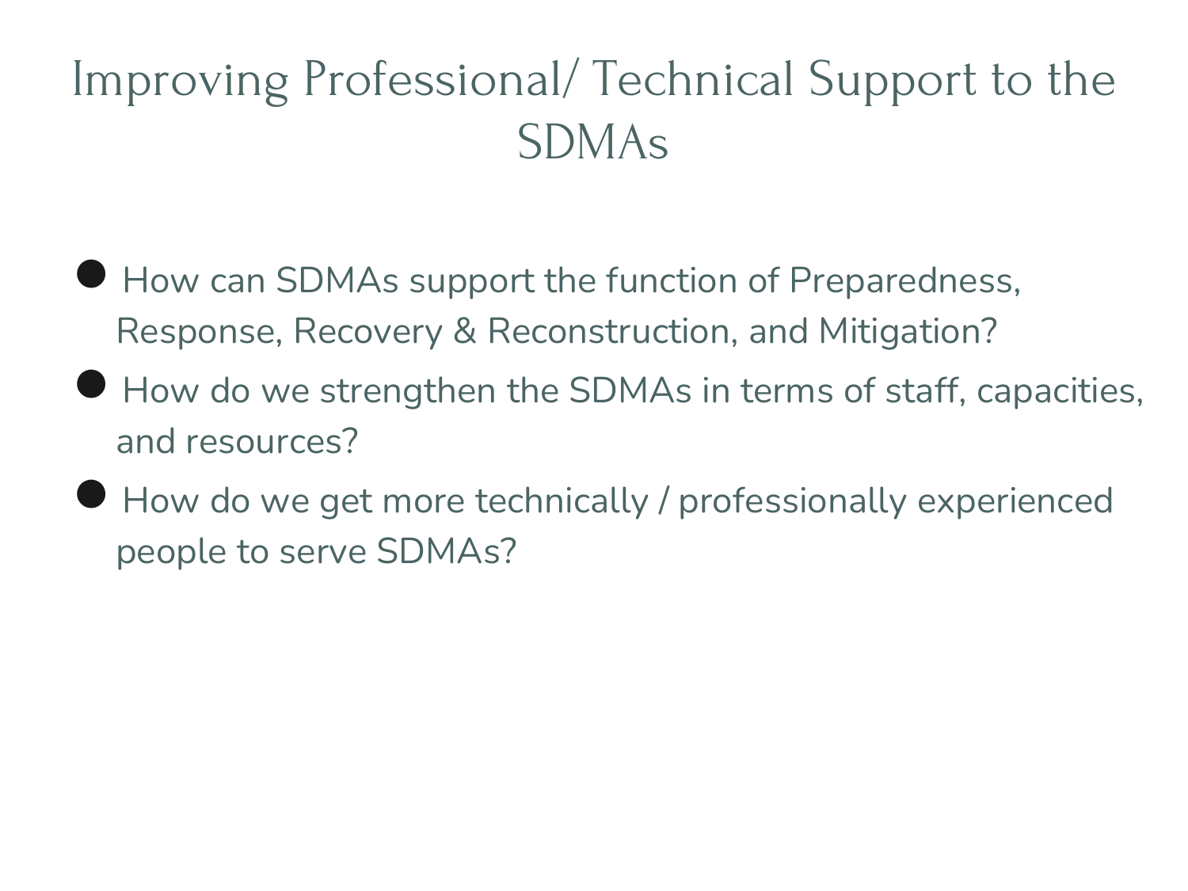# Improving Professional/ Technical Support to the SDMAs

- How can SDMAs support the function of Preparedness, Response, Recovery & Reconstruction, and Mitigation?
- How do we strengthen the SDMAs in terms of staff, capacities, and resources?
- How do we get more technically / professionally experienced people to serve SDMAs?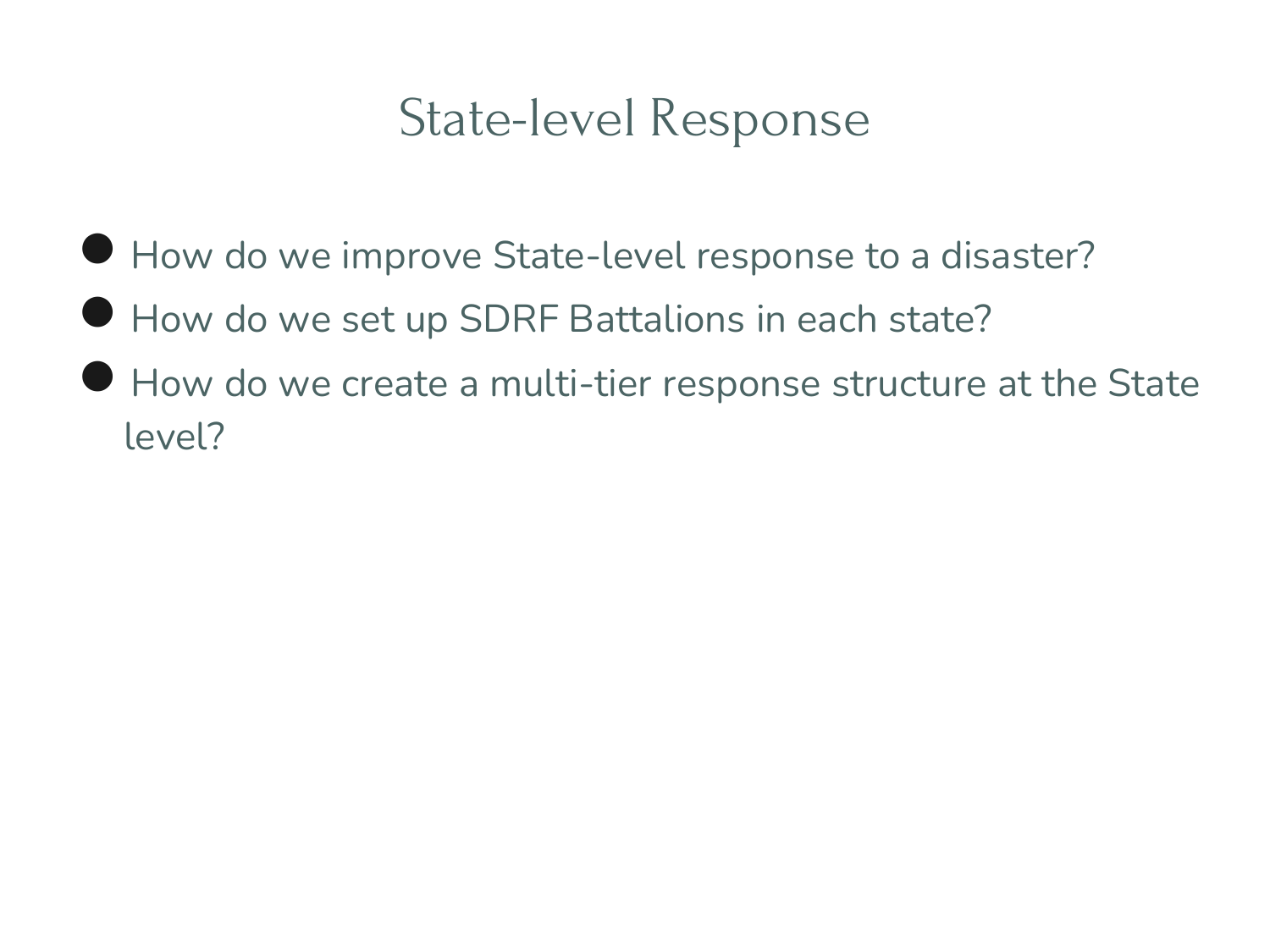# State-level Response

- How do we improve State-level response to a disaster?
- How do we set up SDRF Battalions in each state?
- How do we create a multi-tier response structure at the State level?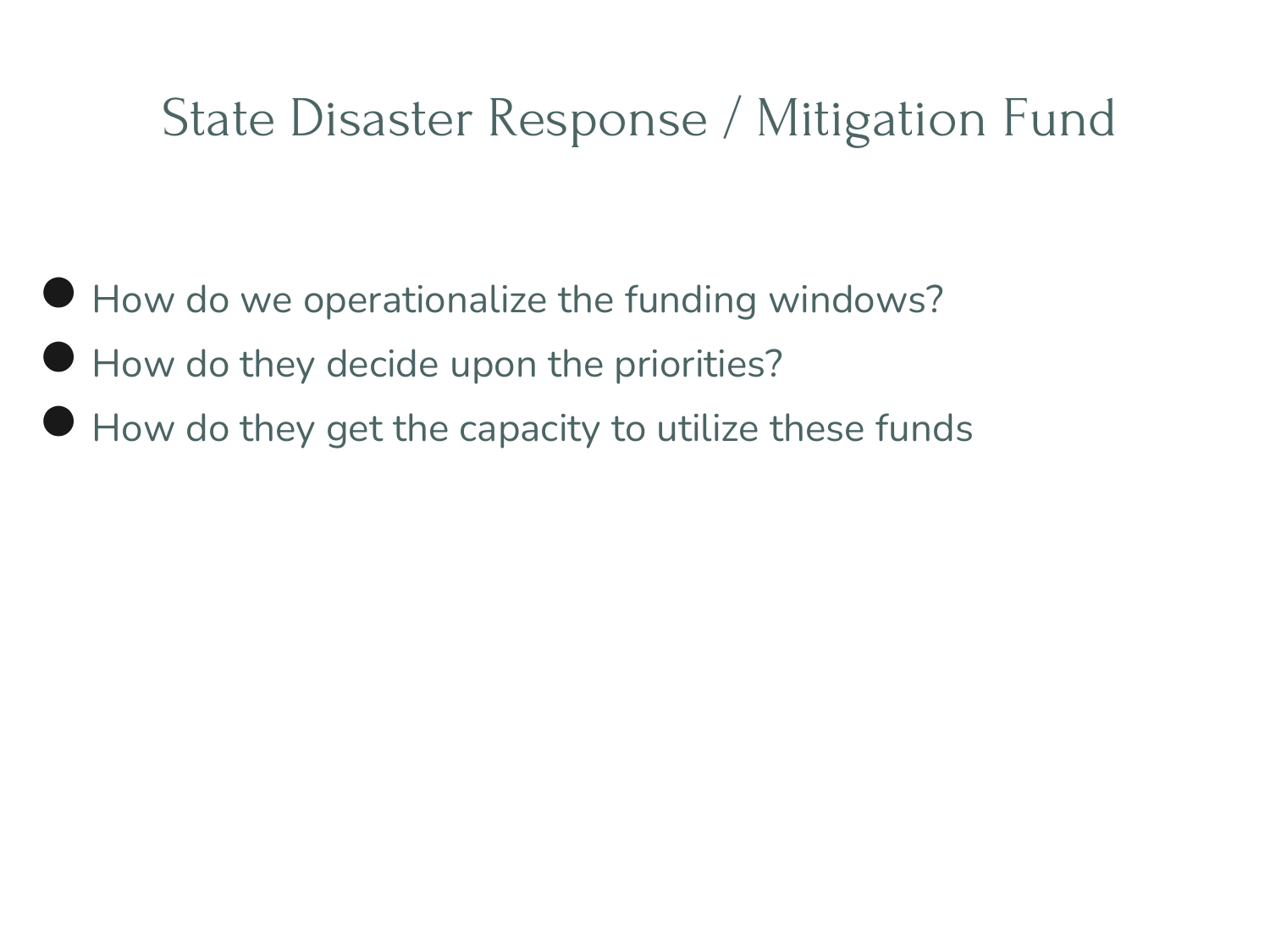# State Disaster Response / Mitigation Fund

- How do we operationalize the funding windows?
- How do they decide upon the priorities?
- How do they get the capacity to utilize these funds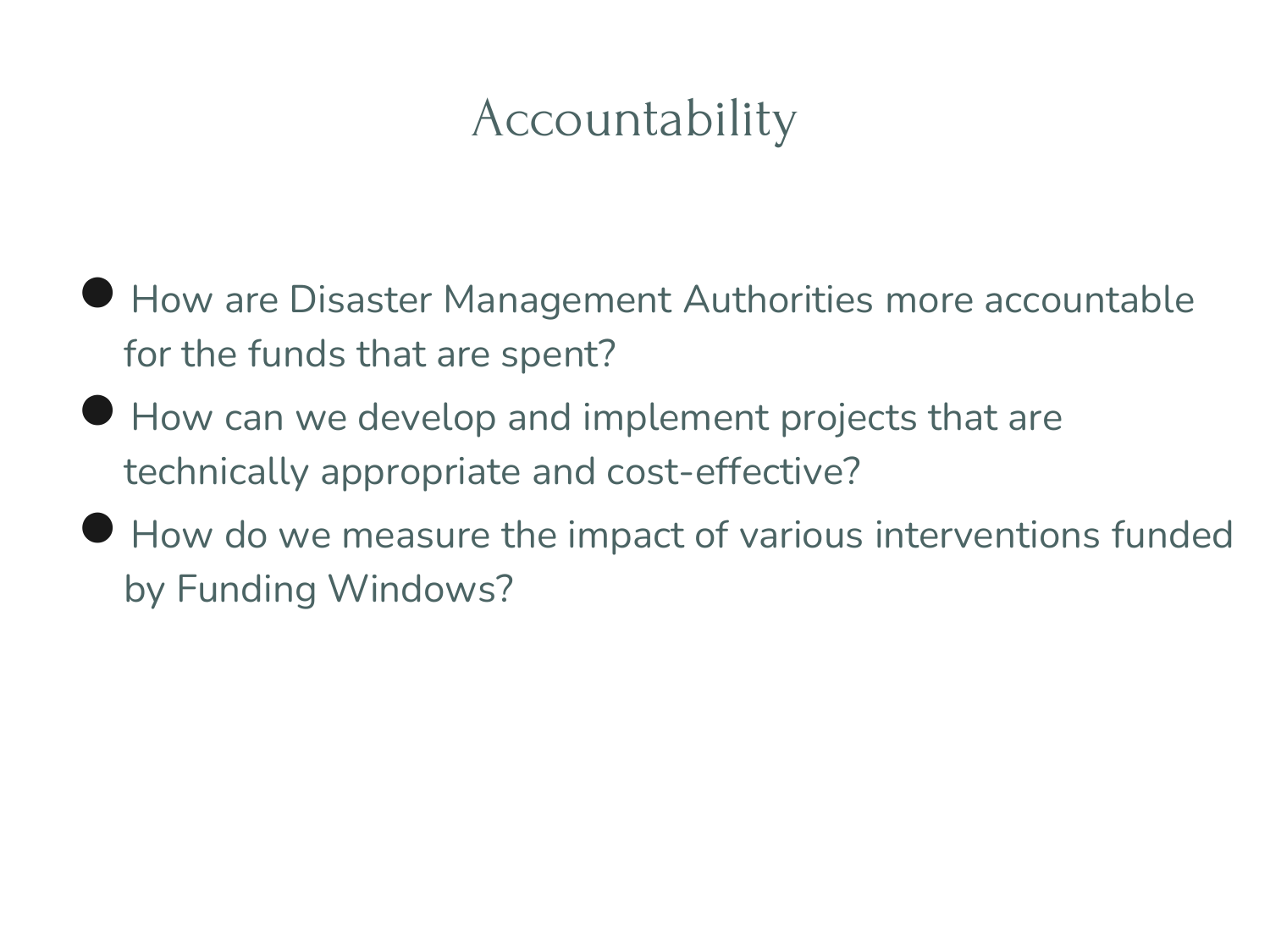# Accountability

- How are Disaster Management Authorities more accountable for the funds that are spent?
- How can we develop and implement projects that are technically appropriate and cost-effective?
- How do we measure the impact of various interventions funded by Funding Windows?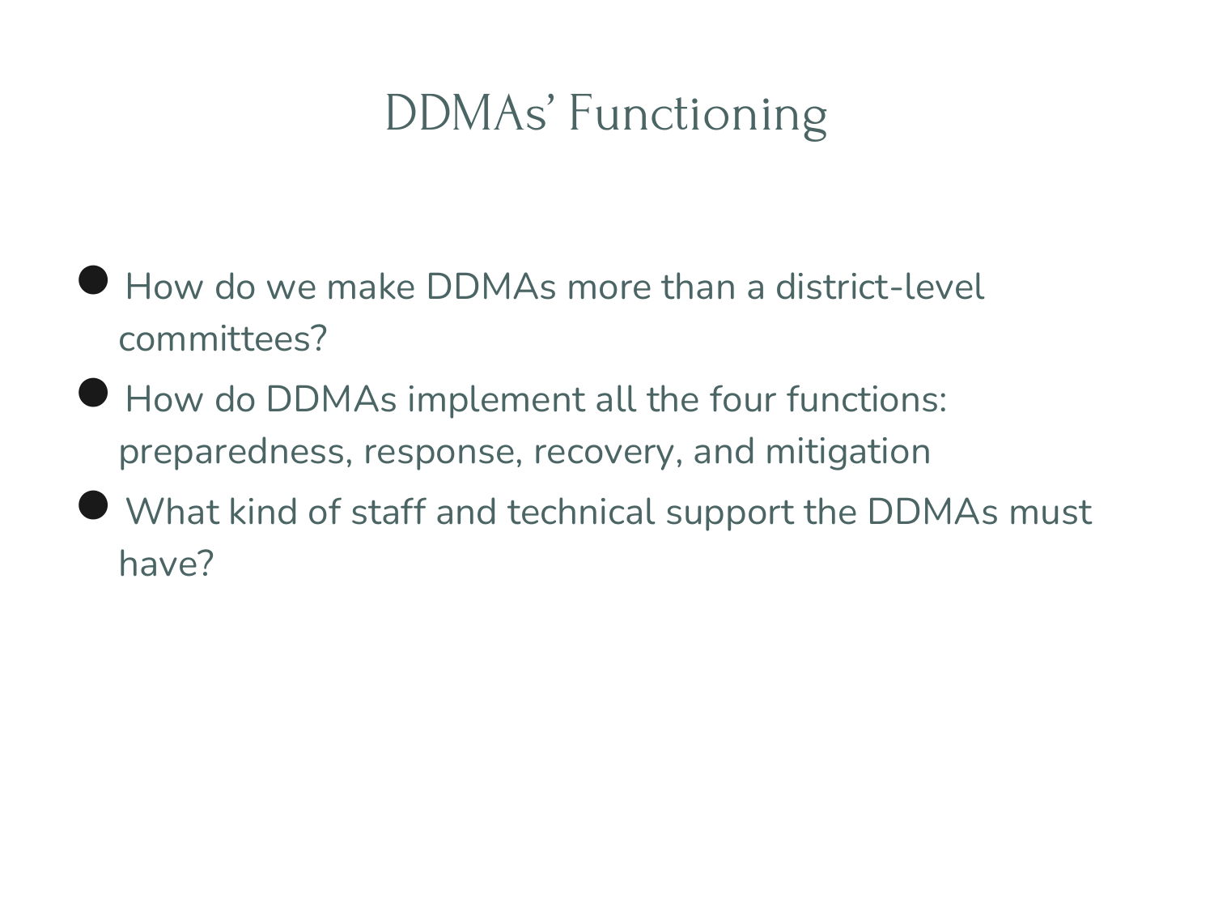# DDMAs' Functioning

- How do we make DDMAs more than a district-level committees?
- How do DDMAs implement all the four functions: preparedness, response, recovery, and mitigation
- What kind of staff and technical support the DDMAs must have?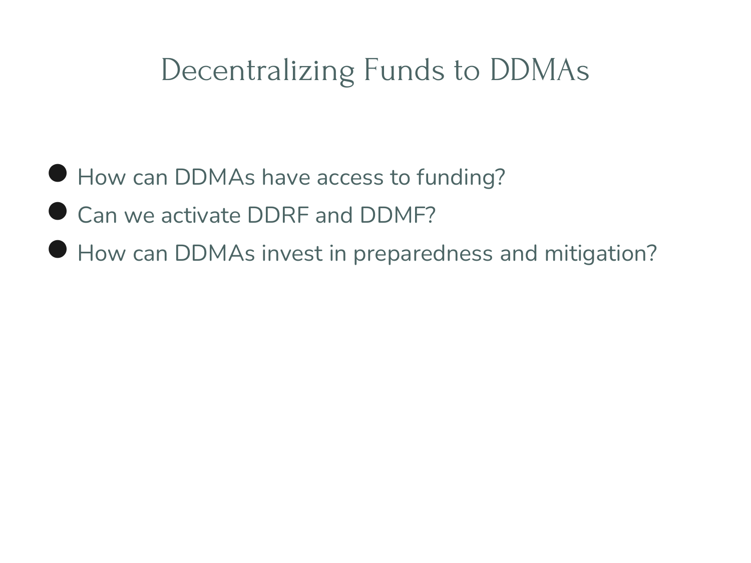# Decentralizing Funds to DDMAs

- How can DDMAs have access to funding?
- Can we activate DDRF and DDMF?
- How can DDMAs invest in preparedness and mitigation?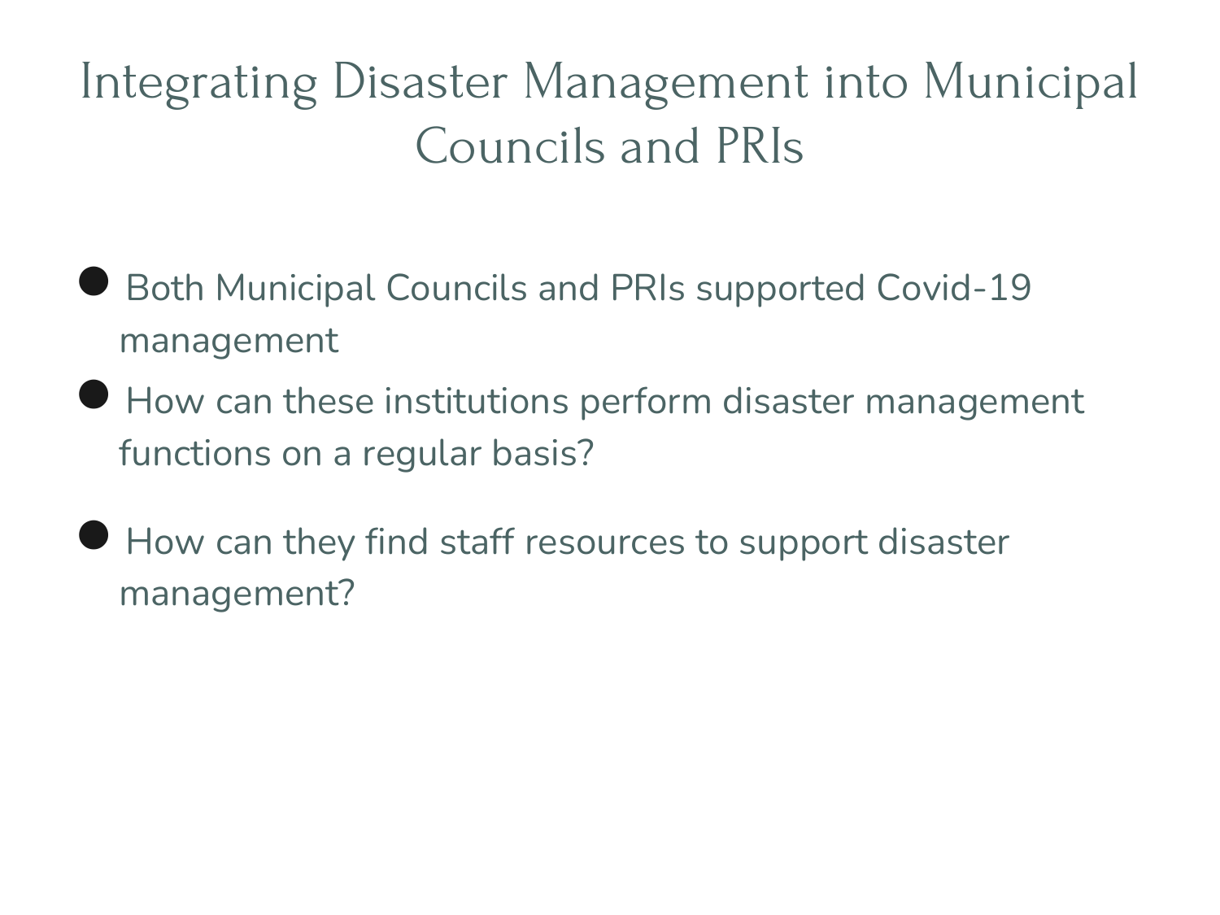# Integrating Disaster Management into Municipal Councils and PRIs

- Both Municipal Councils and PRIs supported Covid-19 management
- How can these institutions perform disaster management functions on a regular basis?
- How can they find staff resources to support disaster management?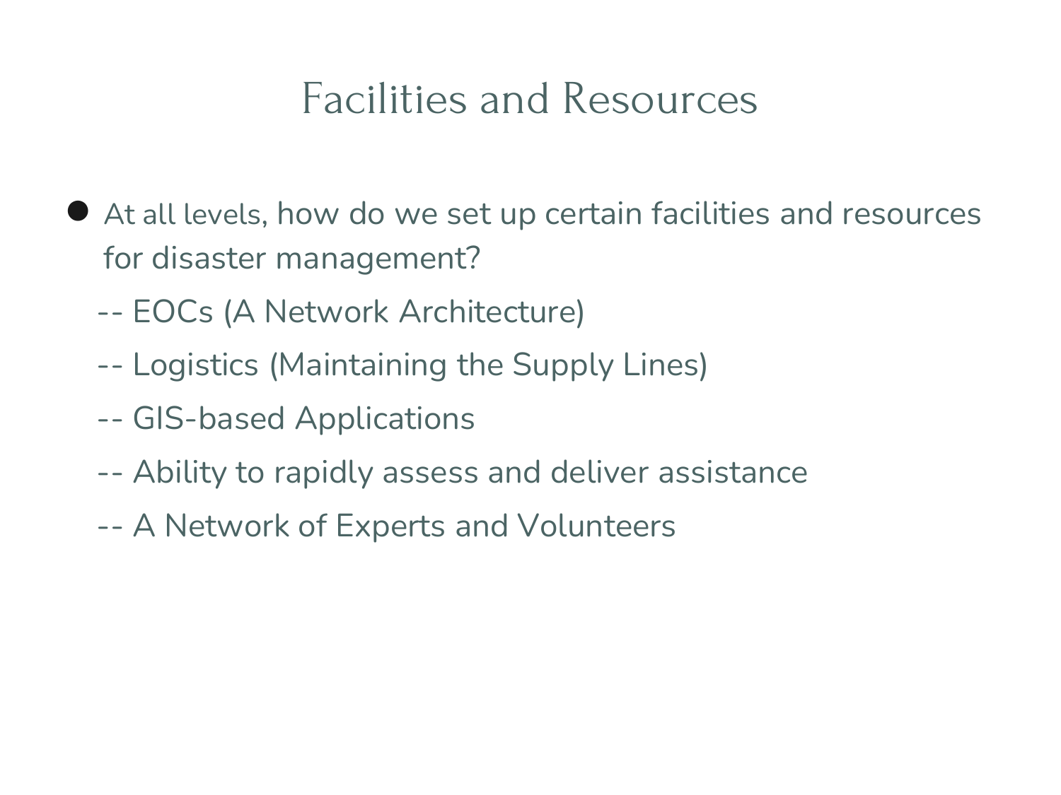# Facilities and Resources

- At all levels, how do we set up certain facilities and resources for disaster management?

  -- EOCs (A Network Architecture)

  -- Logistics (Maintaining the Supply Lines)

  -- GIS-based Applications

  -- Ability to rapidly assess and deliver assistance

  -- A Network of Experts and Volunteers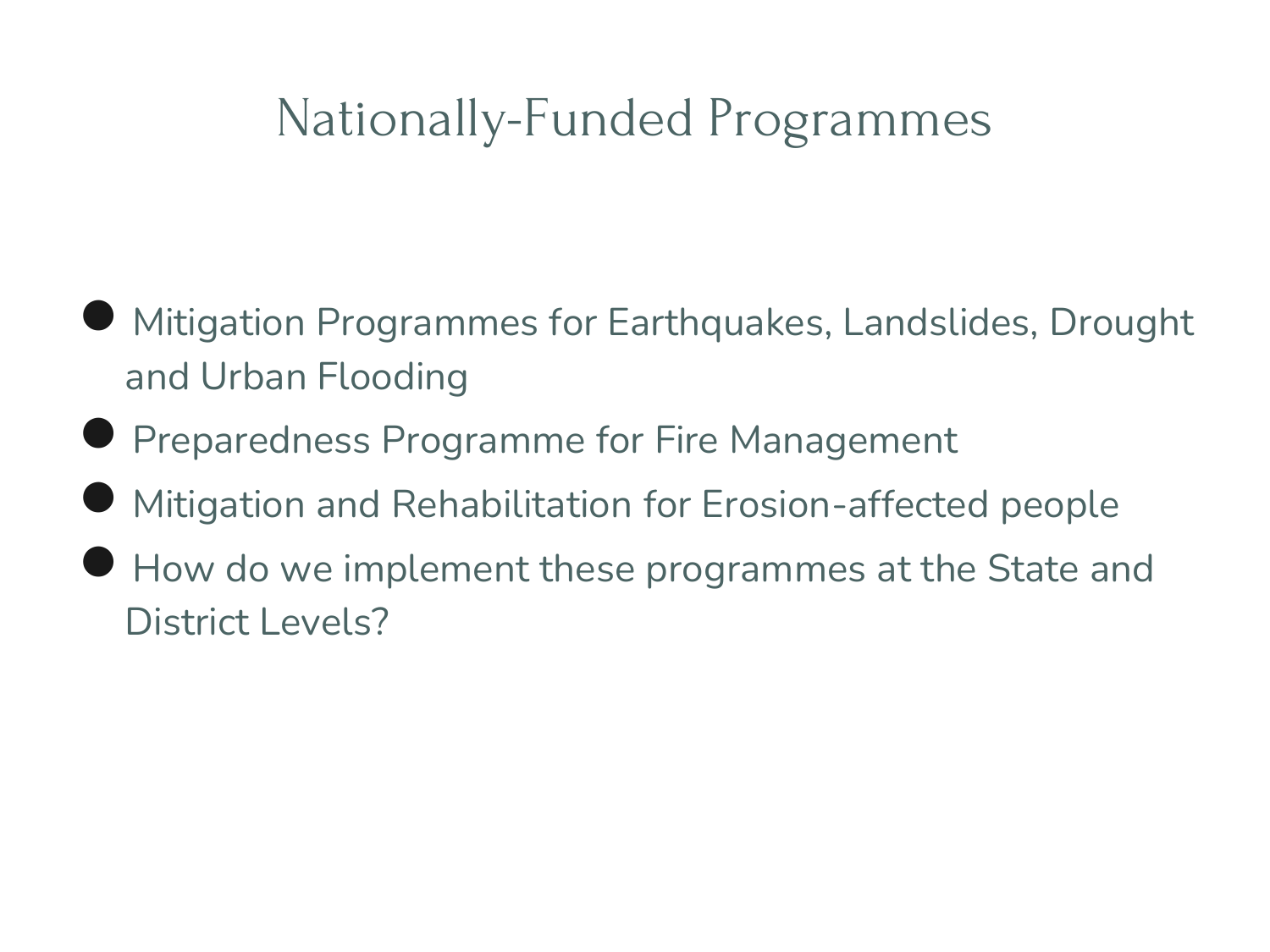# Nationally-Funded Programmes

- Mitigation Programmes for Earthquakes, Landslides, Drought and Urban Flooding
- Preparedness Programme for Fire Management
- Mitigation and Rehabilitation for Erosion-affected people
- How do we implement these programmes at the State and District Levels?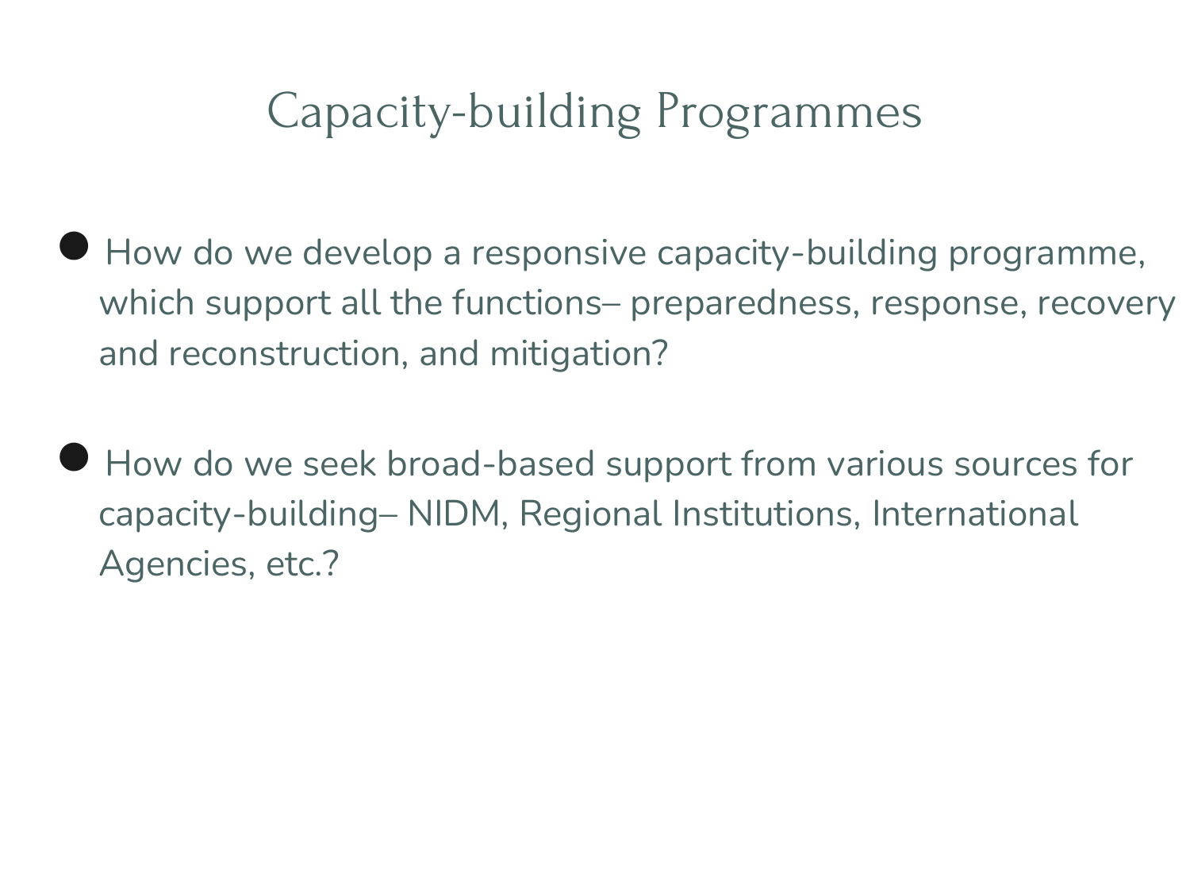# Capacity-building Programmes

- How do we develop a responsive capacity-building programme, which support all the functions– preparedness, response, recovery and reconstruction, and mitigation?

- How do we seek broad-based support from various sources for capacity-building– NIDM, Regional Institutions, International Agencies, etc.?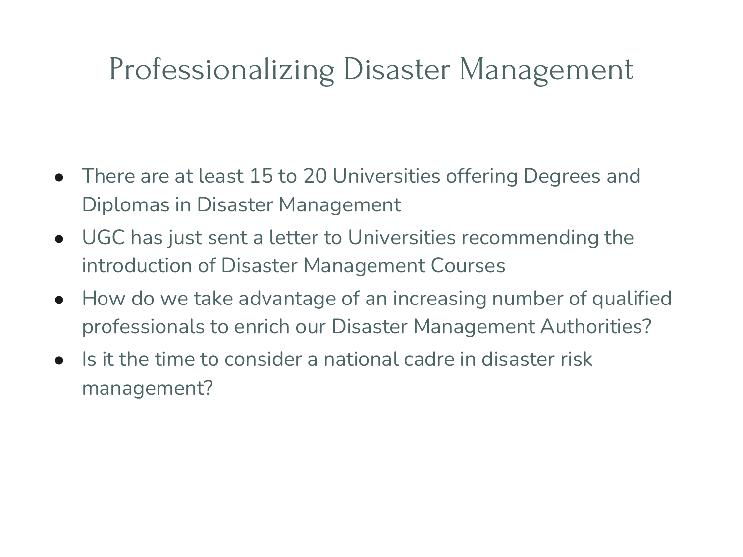# Professionalizing Disaster Management

- There are at least 15 to 20 Universities offering Degrees and Diplomas in Disaster Management
- UGC has just sent a letter to Universities recommending the introduction of Disaster Management Courses
- How do we take advantage of an increasing number of qualified professionals to enrich our Disaster Management Authorities?
- Is it the time to consider a national cadre in disaster risk management?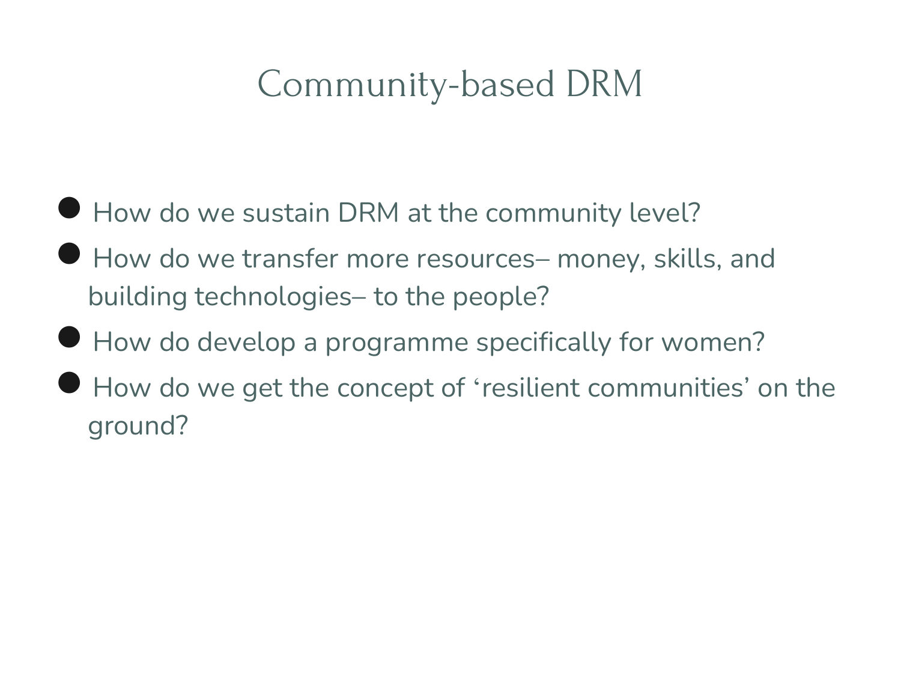# Community-based DRM

- How do we sustain DRM at the community level?
- How do we transfer more resources– money, skills, and building technologies– to the people?
- How do develop a programme specifically for women?
- How do we get the concept of ‘resilient communities’ on the ground?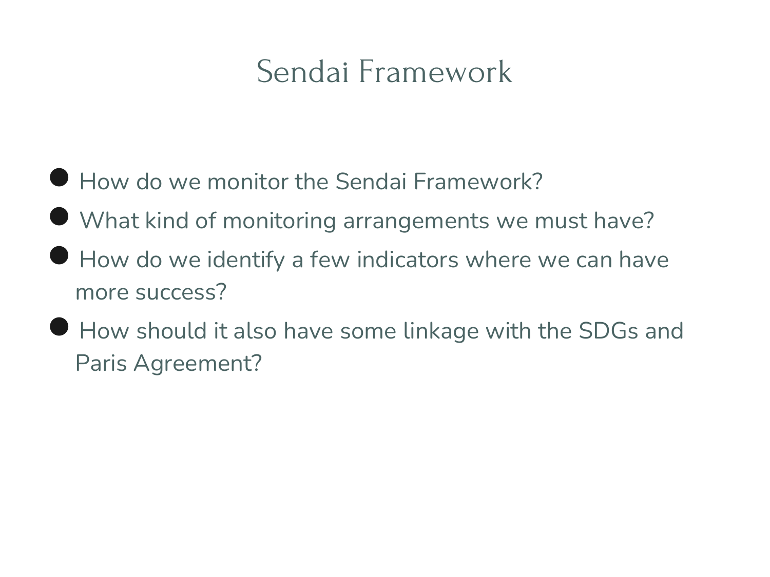# Sendai Framework

- How do we monitor the Sendai Framework?
- What kind of monitoring arrangements we must have?
- How do we identify a few indicators where we can have more success?
- How should it also have some linkage with the SDGs and Paris Agreement?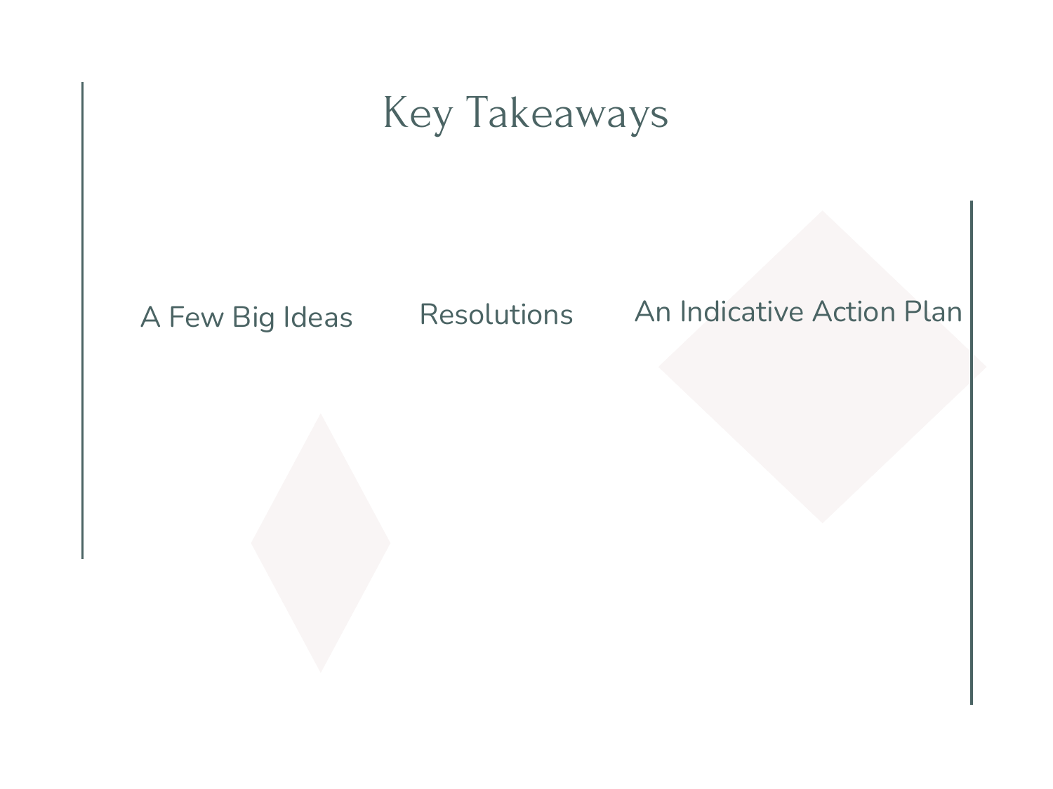# Key Takeaways

A Few Big Ideas

Resolutions

An Indicative Action Plan